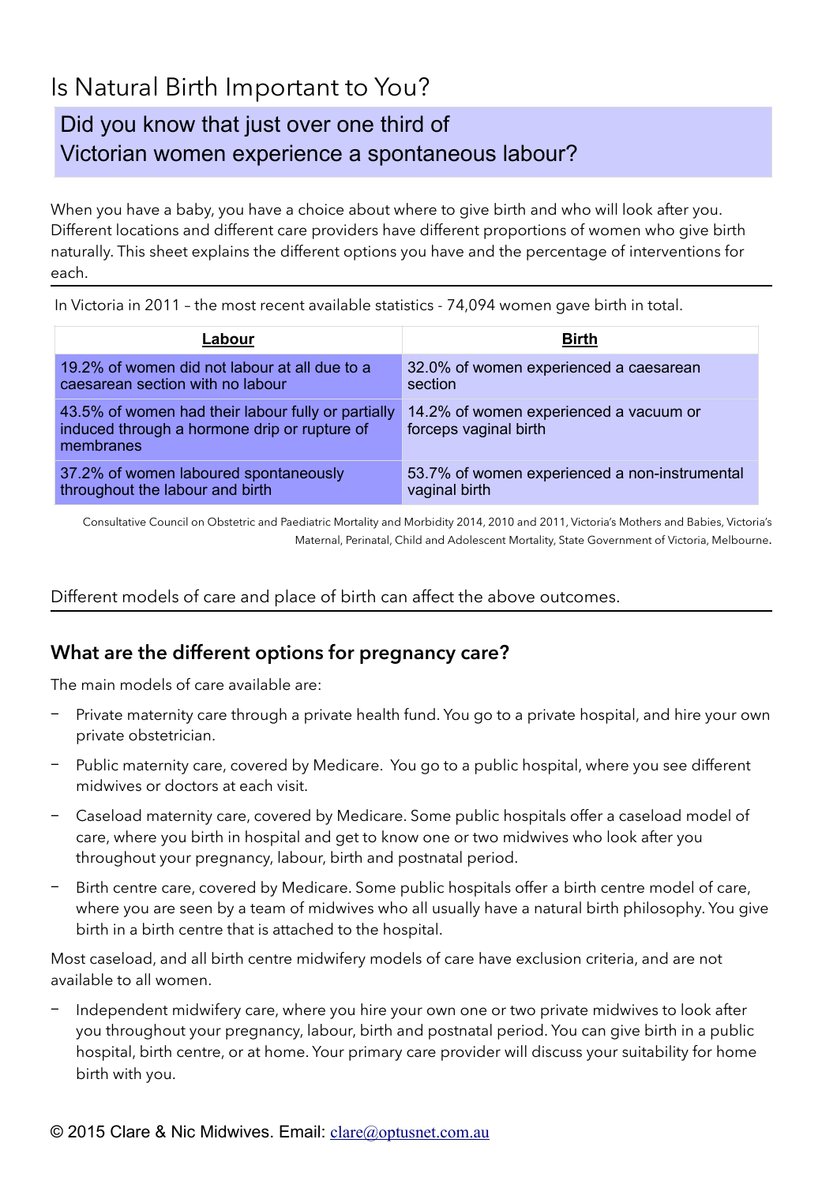# Is Natural Birth Important to You?

## Did you know that just over one third of Victorian women experience a spontaneous labour?

When you have a baby, you have a choice about where to give birth and who will look after you. Different locations and different care providers have different proportions of women who give birth naturally. This sheet explains the different options you have and the percentage of interventions for each.

In Victoria in 2011 – the most recent available statistics - 74,094 women gave birth in total.

| **Labour** | **Birth** |
|---|---|
| 19.2% of women did not labour at all due to a caesarean section with no labour | 32.0% of women experienced a caesarean section |
| 43.5% of women had their labour fully or partially induced through a hormone drip or rupture of membranes | 14.2% of women experienced a vacuum or forceps vaginal birth |
| 37.2% of women laboured spontaneously throughout the labour and birth | 53.7% of women experienced a non-instrumental vaginal birth |

Consultative Council on Obstetric and Paediatric Mortality and Morbidity 2014, 2010 and 2011, Victoria's Mothers and Babies, Victoria's Maternal, Perinatal, Child and Adolescent Mortality, State Government of Victoria, Melbourne.

Different models of care and place of birth can affect the above outcomes.

### What are the different options for pregnancy care?

The main models of care available are:

- Private maternity care through a private health fund. You go to a private hospital, and hire your own private obstetrician.
- Public maternity care, covered by Medicare. You go to a public hospital, where you see different midwives or doctors at each visit.
- Caseload maternity care, covered by Medicare. Some public hospitals offer a caseload model of care, where you birth in hospital and get to know one or two midwives who look after you throughout your pregnancy, labour, birth and postnatal period.
- Birth centre care, covered by Medicare. Some public hospitals offer a birth centre model of care, where you are seen by a team of midwives who all usually have a natural birth philosophy. You give birth in a birth centre that is attached to the hospital.

Most caseload, and all birth centre midwifery models of care have exclusion criteria, and are not available to all women.

- Independent midwifery care, where you hire your own one or two private midwives to look after you throughout your pregnancy, labour, birth and postnatal period. You can give birth in a public hospital, birth centre, or at home. Your primary care provider will discuss your suitability for home birth with you.

© 2015 Clare & Nic Midwives. Email: clare@optusnet.com.au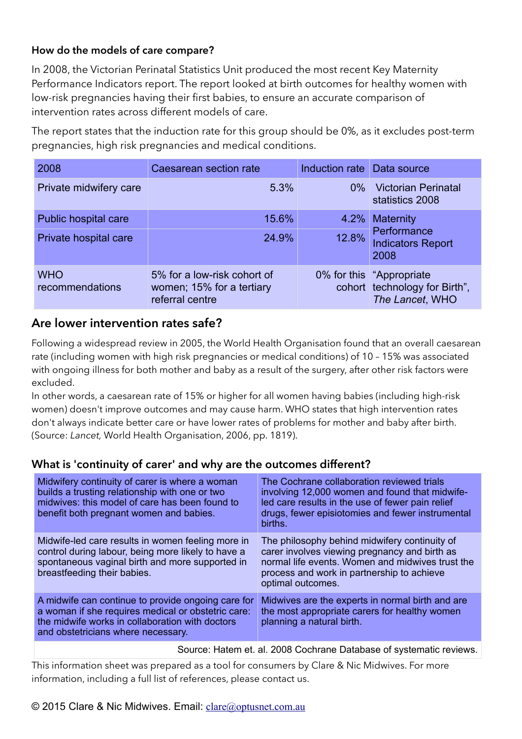### How do the models of care compare?

In 2008, the Victorian Perinatal Statistics Unit produced the most recent Key Maternity Performance Indicators report. The report looked at birth outcomes for healthy women with low-risk pregnancies having their first babies, to ensure an accurate comparison of intervention rates across different models of care.

The report states that the induction rate for this group should be 0%, as it excludes post-term pregnancies, high risk pregnancies and medical conditions.

| 2008 | Caesarean section rate | Induction rate | Data source |
|---|---|---|---|
| Private midwifery care | 5.3% | 0% | Victorian Perinatal statistics 2008 |
| Public hospital care | 15.6% | 4.2% | Maternity Performance Indicators Report 2008 |
| Private hospital care | 24.9% | 12.8% | |
| WHO recommendations | 5% for a low-risk cohort of women; 15% for a tertiary referral centre | 0% for this cohort | "Appropriate technology for Birth", *The Lancet*, WHO |

## Are lower intervention rates safe?

Following a widespread review in 2005, the World Health Organisation found that an overall caesarean rate (including women with high risk pregnancies or medical conditions) of 10 – 15% was associated with ongoing illness for both mother and baby as a result of the surgery, after other risk factors were excluded.
In other words, a caesarean rate of 15% or higher for all women having babies (including high-risk women) doesn't improve outcomes and may cause harm. WHO states that high intervention rates don't always indicate better care or have lower rates of problems for mother and baby after birth. (Source: *Lancet,* World Health Organisation, 2006, pp. 1819).

## What is 'continuity of carer' and why are the outcomes different?

| | |
|---|---|
| Midwifery continuity of carer is where a woman builds a trusting relationship with one or two midwives: this model of care has been found to benefit both pregnant women and babies. | The Cochrane collaboration reviewed trials involving 12,000 women and found that midwife-led care results in the use of fewer pain relief drugs, fewer episiotomies and fewer instrumental births. |
| Midwife-led care results in women feeling more in control during labour, being more likely to have a spontaneous vaginal birth and more supported in breastfeeding their babies. | The philosophy behind midwifery continuity of carer involves viewing pregnancy and birth as normal life events. Women and midwives trust the process and work in partnership to achieve optimal outcomes. |
| A midwife can continue to provide ongoing care for a woman if she requires medical or obstetric care: the midwife works in collaboration with doctors and obstetricians where necessary. | Midwives are the experts in normal birth and are the most appropriate carers for healthy women planning a natural birth. |

Source: Hatem et. al. 2008 Cochrane Database of systematic reviews.

This information sheet was prepared as a tool for consumers by Clare & Nic Midwives. For more information, including a full list of references, please contact us.

© 2015 Clare & Nic Midwives. Email: clare@optusnet.com.au